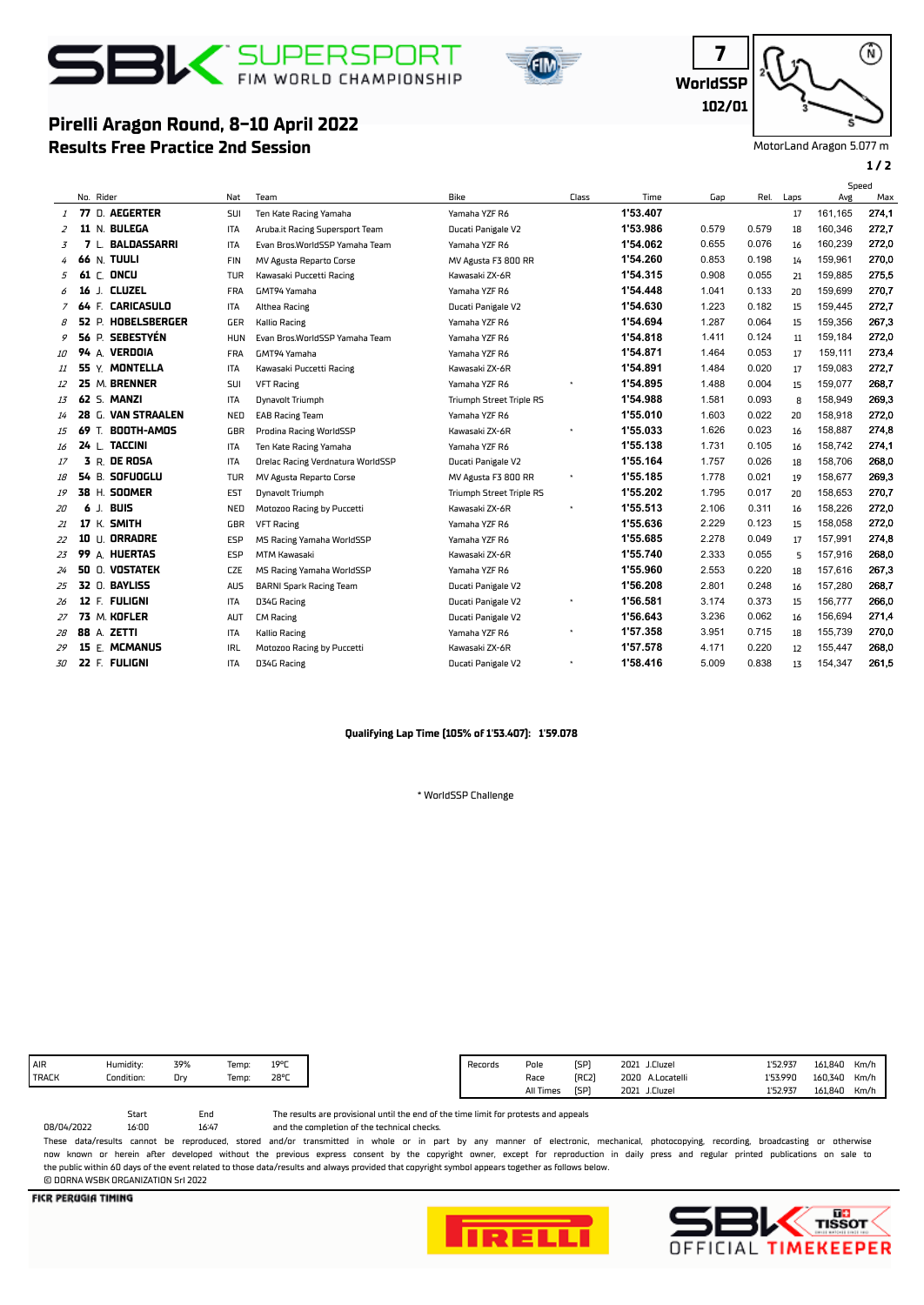# SBK SUPERSPORT FIM WORLD CHAMPIONSHIP

## Pirelli Aragon Round, 8-10 April 2022
## Results Free Practice 2nd Session

7
WorldSSP
102/01

MotorLand Aragon 5.077 m

| | No. | Rider | Nat | Team | Bike | Class | Time | Gap | Rel. | Laps | Speed Avg | Speed Max |
|---|---|---|---|---|---|---|---|---|---|---|---|---|
| 1 | 77 | D. AEGERTER | SUI | Ten Kate Racing Yamaha | Yamaha YZF R6 | | 1'53.407 | | | 17 | 161,165 | 274,1 |
| 2 | 11 | N. BULEGA | ITA | Aruba.it Racing Supersport Team | Ducati Panigale V2 | | 1'53.986 | 0.579 | 0.579 | 18 | 160,346 | 272,7 |
| 3 | 7 | L. BALDASSARRI | ITA | Evan Bros.WorldSSP Yamaha Team | Yamaha YZF R6 | | 1'54.062 | 0.655 | 0.076 | 16 | 160,239 | 272,0 |
| 4 | 66 | N. TUULI | FIN | MV Agusta Reparto Corse | MV Agusta F3 800 RR | | 1'54.260 | 0.853 | 0.198 | 14 | 159,961 | 270,0 |
| 5 | 61 | C. ONCU | TUR | Kawasaki Puccetti Racing | Kawasaki ZX-6R | | 1'54.315 | 0.908 | 0.055 | 21 | 159,885 | 275,5 |
| 6 | 16 | J. CLUZEL | FRA | GMT94 Yamaha | Yamaha YZF R6 | | 1'54.448 | 1.041 | 0.133 | 20 | 159,699 | 270,7 |
| 7 | 64 | F. CARICASULO | ITA | Althea Racing | Ducati Panigale V2 | | 1'54.630 | 1.223 | 0.182 | 15 | 159,445 | 272,7 |
| 8 | 52 | P. HOBELSBERGER | GER | Kallio Racing | Yamaha YZF R6 | | 1'54.694 | 1.287 | 0.064 | 15 | 159,356 | 267,3 |
| 9 | 56 | P. SEBESTYÉN | HUN | Evan Bros.WorldSSP Yamaha Team | Yamaha YZF R6 | | 1'54.818 | 1.411 | 0.124 | 11 | 159,184 | 272,0 |
| 10 | 94 | A. VERDOIA | FRA | GMT94 Yamaha | Yamaha YZF R6 | | 1'54.871 | 1.464 | 0.053 | 17 | 159,111 | 273,4 |
| 11 | 55 | Y. MONTELLA | ITA | Kawasaki Puccetti Racing | Kawasaki ZX-6R | | 1'54.891 | 1.484 | 0.020 | 17 | 159,083 | 272,7 |
| 12 | 25 | M. BRENNER | SUI | VFT Racing | Yamaha YZF R6 | * | 1'54.895 | 1.488 | 0.004 | 15 | 159,077 | 268,7 |
| 13 | 62 | S. MANZI | ITA | Dynavolt Triumph | Triumph Street Triple RS | | 1'54.988 | 1.581 | 0.093 | 8 | 158,949 | 269,3 |
| 14 | 28 | G. VAN STRAALEN | NED | EAB Racing Team | Yamaha YZF R6 | | 1'55.010 | 1.603 | 0.022 | 20 | 158,918 | 272,0 |
| 15 | 69 | T. BOOTH-AMOS | GBR | Prodina Racing WorldSSP | Kawasaki ZX-6R | * | 1'55.033 | 1.626 | 0.023 | 16 | 158,887 | 274,8 |
| 16 | 24 | L. TACCINI | ITA | Ten Kate Racing Yamaha | Yamaha YZF R6 | | 1'55.138 | 1.731 | 0.105 | 16 | 158,742 | 274,1 |
| 17 | 3 | R. DE ROSA | ITA | Orelac Racing Verdnatura WorldSSP | Ducati Panigale V2 | | 1'55.164 | 1.757 | 0.026 | 18 | 158,706 | 268,0 |
| 18 | 54 | B. SOFUOGLU | TUR | MV Agusta Reparto Corse | MV Agusta F3 800 RR | * | 1'55.185 | 1.778 | 0.021 | 19 | 158,677 | 269,3 |
| 19 | 38 | H. SOOMER | EST | Dynavolt Triumph | Triumph Street Triple RS | | 1'55.202 | 1.795 | 0.017 | 20 | 158,653 | 270,7 |
| 20 | 6 | J. BUIS | NED | Motozoo Racing by Puccetti | Kawasaki ZX-6R | * | 1'55.513 | 2.106 | 0.311 | 16 | 158,226 | 272,0 |
| 21 | 17 | K. SMITH | GBR | VFT Racing | Yamaha YZF R6 | | 1'55.636 | 2.229 | 0.123 | 15 | 158,058 | 272,0 |
| 22 | 10 | U. ORRADRE | ESP | MS Racing Yamaha WorldSSP | Yamaha YZF R6 | | 1'55.685 | 2.278 | 0.049 | 17 | 157,991 | 274,8 |
| 23 | 99 | A. HUERTAS | ESP | MTM Kawasaki | Kawasaki ZX-6R | | 1'55.740 | 2.333 | 0.055 | 5 | 157,916 | 268,0 |
| 24 | 50 | O. VOSTATEK | CZE | MS Racing Yamaha WorldSSP | Yamaha YZF R6 | | 1'55.960 | 2.553 | 0.220 | 18 | 157,616 | 267,3 |
| 25 | 32 | O. BAYLISS | AUS | BARNI Spark Racing Team | Ducati Panigale V2 | | 1'56.208 | 2.801 | 0.248 | 16 | 157,280 | 268,7 |
| 26 | 12 | F. FULIGNI | ITA | D34G Racing | Ducati Panigale V2 | * | 1'56.581 | 3.174 | 0.373 | 15 | 156,777 | 266,0 |
| 27 | 73 | M. KOFLER | AUT | CM Racing | Ducati Panigale V2 | | 1'56.643 | 3.236 | 0.062 | 16 | 156,694 | 271,4 |
| 28 | 88 | A. ZETTI | ITA | Kallio Racing | Yamaha YZF R6 | * | 1'57.358 | 3.951 | 0.715 | 18 | 155,739 | 270,0 |
| 29 | 15 | E. MCMANUS | IRL | Motozoo Racing by Puccetti | Kawasaki ZX-6R | | 1'57.578 | 4.171 | 0.220 | 12 | 155,447 | 268,0 |
| 30 | 22 | F. FULIGNI | ITA | D34G Racing | Ducati Panigale V2 | * | 1'58.416 | 5.009 | 0.838 | 13 | 154,347 | 261,5 |

**Qualifying Lap Time (105% of 1'53.407): 1'59.078**

* WorldSSP Challenge

| | | | | |
|---|---|---|---|---|
| AIR | Humidity: | 39% | Temp: | 19°C |
| TRACK | Condition: | Dry | Temp: | 28°C |

| Records | | | | | | | |
|---|---|---|---|---|---|---|---|
| | Pole | [SP] | 2021 | J.Cluzel | 1'52.937 | 161,840 | Km/h |
| | Race | [RC2] | 2020 | A.Locatelli | 1'53.990 | 160,340 | Km/h |
| | All Times | [SP] | 2021 | J.Cluzel | 1'52.937 | 161,840 | Km/h |

| | Start | End |
|---|---|---|
| 08/04/2022 | 16:00 | 16:47 |

The results are provisional until the end of the time limit for protests and appeals and the completion of the technical checks.

These data/results cannot be reproduced, stored and/or transmitted in whole or in part by any manner of electronic, mechanical, photocopying, recording, broadcasting or otherwise now known or herein after developed without the previous express consent by the copyright owner, except for reproduction in daily press and regular printed publications on sale to the public within 60 days of the event related to those data/results and always provided that copyright symbol appears together as follows below.
© DORNA WSBK ORGANIZATION Srl 2022

FICR PERUGIA TIMING

PIRELLI

SBK TISSOT OFFICIAL TIMEKEEPER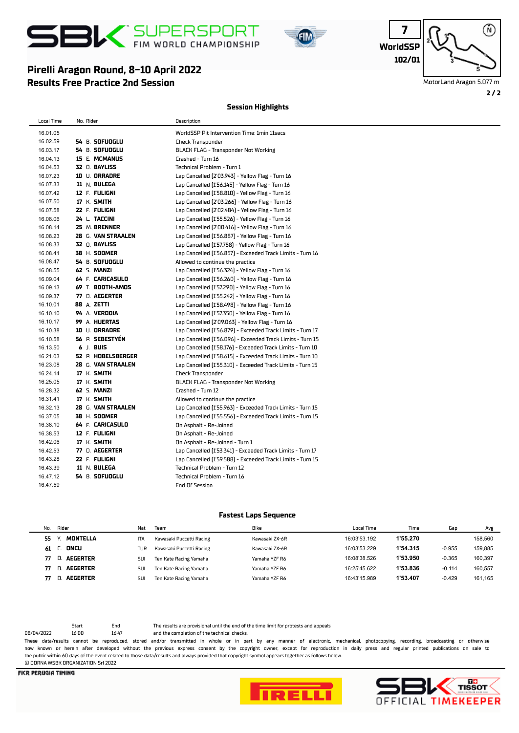# SBK SUPERSPORT FIM WORLD CHAMPIONSHIP

7
**WorldSSP**
**102/01**

MotorLand Aragon 5.077 m

## Pirelli Aragon Round, 8-10 April 2022
## Results Free Practice 2nd Session

### Session Highlights

| Local Time | No. | Rider | Description |
|---|---|---|---|
| 16.01.05 | | | WorldSSP Pit Intervention Time: 1min 11secs |
| 16.02.59 | **54** | B. **SOFUOGLU** | Check Transponder |
| 16.03.17 | **54** | B. **SOFUOGLU** | BLACK FLAG - Transponder Not Working |
| 16.04.13 | **15** | E. **MCMANUS** | Crashed - Turn 16 |
| 16.04.53 | **32** | O. **BAYLISS** | Technical Problem - Turn 1 |
| 16.07.23 | **10** | U. **ORRADRE** | Lap Cancelled [2'03.943] - Yellow Flag - Turn 16 |
| 16.07.33 | **11** | N. **BULEGA** | Lap Cancelled [1'56.145] - Yellow Flag - Turn 16 |
| 16.07.42 | **12** | F. **FULIGNI** | Lap Cancelled [1'58.810] - Yellow Flag - Turn 16 |
| 16.07.50 | **17** | K. **SMITH** | Lap Cancelled [2'03.266] - Yellow Flag - Turn 16 |
| 16.07.58 | **22** | F. **FULIGNI** | Lap Cancelled [2'02.484] - Yellow Flag - Turn 16 |
| 16.08.06 | **24** | L. **TACCINI** | Lap Cancelled [1'55.526] - Yellow Flag - Turn 16 |
| 16.08.14 | **25** | M. **BRENNER** | Lap Cancelled [2'00.416] - Yellow Flag - Turn 16 |
| 16.08.23 | **28** | G. **VAN STRAALEN** | Lap Cancelled [1'56.887] - Yellow Flag - Turn 16 |
| 16.08.33 | **32** | O. **BAYLISS** | Lap Cancelled [1'57.758] - Yellow Flag - Turn 16 |
| 16.08.41 | **38** | H. **SOOMER** | Lap Cancelled [1'56.857] - Exceeded Track Limits - Turn 16 |
| 16.08.47 | **54** | B. **SOFUOGLU** | Allowed to continue the practice |
| 16.08.55 | **62** | S. **MANZI** | Lap Cancelled [1'56.324] - Yellow Flag - Turn 16 |
| 16.09.04 | **64** | F. **CARICASULO** | Lap Cancelled [1'56.260] - Yellow Flag - Turn 16 |
| 16.09.13 | **69** | T. **BOOTH-AMOS** | Lap Cancelled [1'57.290] - Yellow Flag - Turn 16 |
| 16.09.37 | **77** | D. **AEGERTER** | Lap Cancelled [1'55.242] - Yellow Flag - Turn 16 |
| 16.10.01 | **88** | A. **ZETTI** | Lap Cancelled [1'58.498] - Yellow Flag - Turn 16 |
| 16.10.10 | **94** | A. **VERDOIA** | Lap Cancelled [1'57.350] - Yellow Flag - Turn 16 |
| 16.10.17 | **99** | A. **HUERTAS** | Lap Cancelled [2'09.063] - Yellow Flag - Turn 16 |
| 16.10.38 | **10** | U. **ORRADRE** | Lap Cancelled [1'56.879] - Exceeded Track Limits - Turn 17 |
| 16.10.58 | **56** | P. **SEBESTYÉN** | Lap Cancelled [1'56.096] - Exceeded Track Limits - Turn 15 |
| 16.13.50 | **6** | J. **BUIS** | Lap Cancelled [1'58.176] - Exceeded Track Limits - Turn 10 |
| 16.21.03 | **52** | P. **HOBELSBERGER** | Lap Cancelled [1'58.615] - Exceeded Track Limits - Turn 10 |
| 16.23.08 | **28** | G. **VAN STRAALEN** | Lap Cancelled [1'55.310] - Exceeded Track Limits - Turn 15 |
| 16.24.14 | **17** | K. **SMITH** | Check Transponder |
| 16.25.05 | **17** | K. **SMITH** | BLACK FLAG - Transponder Not Working |
| 16.28.32 | **62** | S. **MANZI** | Crashed - Turn 12 |
| 16.31.41 | **17** | K. **SMITH** | Allowed to continue the practice |
| 16.32.13 | **28** | G. **VAN STRAALEN** | Lap Cancelled [1'55.963] - Exceeded Track Limits - Turn 15 |
| 16.37.05 | **38** | H. **SOOMER** | Lap Cancelled [1'55.556] - Exceeded Track Limits - Turn 15 |
| 16.38.10 | **64** | F. **CARICASULO** | On Asphalt - Re-Joined |
| 16.38.53 | **12** | F. **FULIGNI** | On Asphalt - Re-Joined |
| 16.42.06 | **17** | K. **SMITH** | On Asphalt - Re-Joined - Turn 1 |
| 16.42.53 | **77** | D. **AEGERTER** | Lap Cancelled [1'53.341] - Exceeded Track Limits - Turn 17 |
| 16.43.28 | **22** | F. **FULIGNI** | Lap Cancelled [1'59.588] - Exceeded Track Limits - Turn 15 |
| 16.43.39 | **11** | N. **BULEGA** | Technical Problem - Turn 12 |
| 16.47.12 | **54** | B. **SOFUOGLU** | Technical Problem - Turn 16 |
| 16.47.59 | | | End Of Session |

### Fastest Laps Sequence

| No. | Rider | Nat | Team | Bike | Local Time | Time | Gap | Avg |
|---|---|---|---|---|---|---|---|---|
| **55** | Y. **MONTELLA** | ITA | Kawasaki Puccetti Racing | Kawasaki ZX-6R | 16:03'53.192 | **1'55.270** | | 158,560 |
| **61** | C. **ONCU** | TUR | Kawasaki Puccetti Racing | Kawasaki ZX-6R | 16:03'53.229 | **1'54.315** | -0.955 | 159,885 |
| **77** | D. **AEGERTER** | SUI | Ten Kate Racing Yamaha | Yamaha YZF R6 | 16:08'38.526 | **1'53.950** | -0.365 | 160,397 |
| **77** | D. **AEGERTER** | SUI | Ten Kate Racing Yamaha | Yamaha YZF R6 | 16:25'45.622 | **1'53.836** | -0.114 | 160,557 |
| **77** | D. **AEGERTER** | SUI | Ten Kate Racing Yamaha | Yamaha YZF R6 | 16:43'15.989 | **1'53.407** | -0.429 | 161,165 |

| | Start | End |
|---|---|---|
| 08/04/2022 | 16:00 | 16:47 |

The results are provisional until the end of the time limit for protests and appeals and the completion of the technical checks.

These data/results cannot be reproduced, stored and/or transmitted in whole or in part by any manner of electronic, mechanical, photocopying, recording, broadcasting or otherwise now known or herein after developed without the previous express consent by the copyright owner, except for reproduction in daily press and regular printed publications on sale to the public within 60 days of the event related to those data/results and always provided that copyright symbol appears together as follows below.

© DORNA WSBK ORGANIZATION Srl 2022

FICR PERUGIA TIMING

SBK OFFICIAL TIMEKEEPER TISSOT